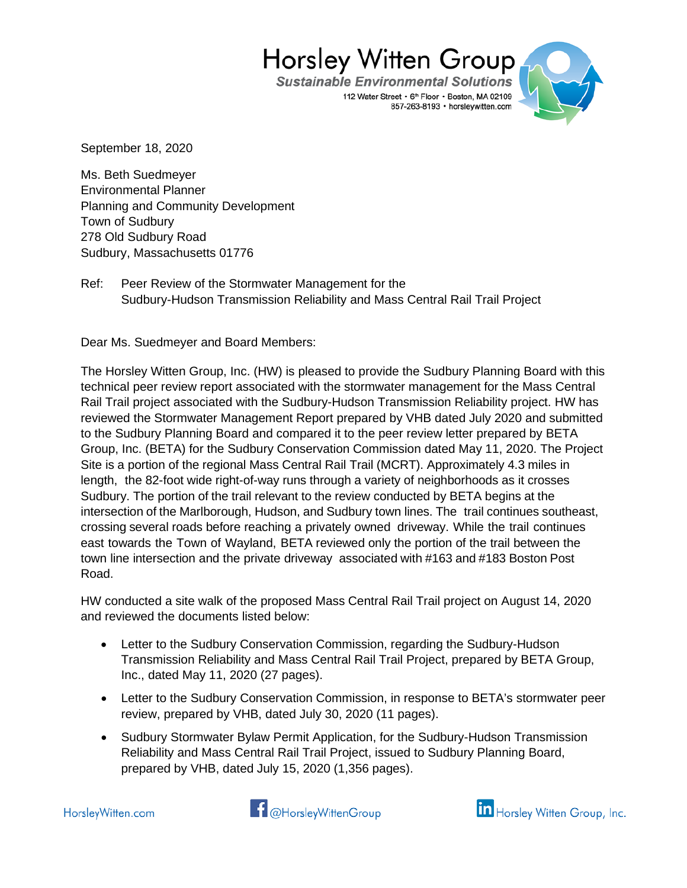Horsley Witten Group
*Sustainable Environmental Solutions*
112 Water Street • 6th Floor • Boston, MA 02109
857-263-8193 • horsleywitten.com

September 18, 2020

Ms. Beth Suedmeyer
Environmental Planner
Planning and Community Development
Town of Sudbury
278 Old Sudbury Road
Sudbury, Massachusetts 01776

Ref: Peer Review of the Stormwater Management for the
Sudbury-Hudson Transmission Reliability and Mass Central Rail Trail Project

Dear Ms. Suedmeyer and Board Members:

The Horsley Witten Group, Inc. (HW) is pleased to provide the Sudbury Planning Board with this technical peer review report associated with the stormwater management for the Mass Central Rail Trail project associated with the Sudbury-Hudson Transmission Reliability project. HW has reviewed the Stormwater Management Report prepared by VHB dated July 2020 and submitted to the Sudbury Planning Board and compared it to the peer review letter prepared by BETA Group, Inc. (BETA) for the Sudbury Conservation Commission dated May 11, 2020. The Project Site is a portion of the regional Mass Central Rail Trail (MCRT). Approximately 4.3 miles in length, the 82-foot wide right-of-way runs through a variety of neighborhoods as it crosses Sudbury. The portion of the trail relevant to the review conducted by BETA begins at the intersection of the Marlborough, Hudson, and Sudbury town lines. The trail continues southeast, crossing several roads before reaching a privately owned driveway. While the trail continues east towards the Town of Wayland, BETA reviewed only the portion of the trail between the town line intersection and the private driveway associated with #163 and #183 Boston Post Road.

HW conducted a site walk of the proposed Mass Central Rail Trail project on August 14, 2020 and reviewed the documents listed below:

- Letter to the Sudbury Conservation Commission, regarding the Sudbury-Hudson Transmission Reliability and Mass Central Rail Trail Project, prepared by BETA Group, Inc., dated May 11, 2020 (27 pages).
- Letter to the Sudbury Conservation Commission, in response to BETA's stormwater peer review, prepared by VHB, dated July 30, 2020 (11 pages).
- Sudbury Stormwater Bylaw Permit Application, for the Sudbury-Hudson Transmission Reliability and Mass Central Rail Trail Project, issued to Sudbury Planning Board, prepared by VHB, dated July 15, 2020 (1,356 pages).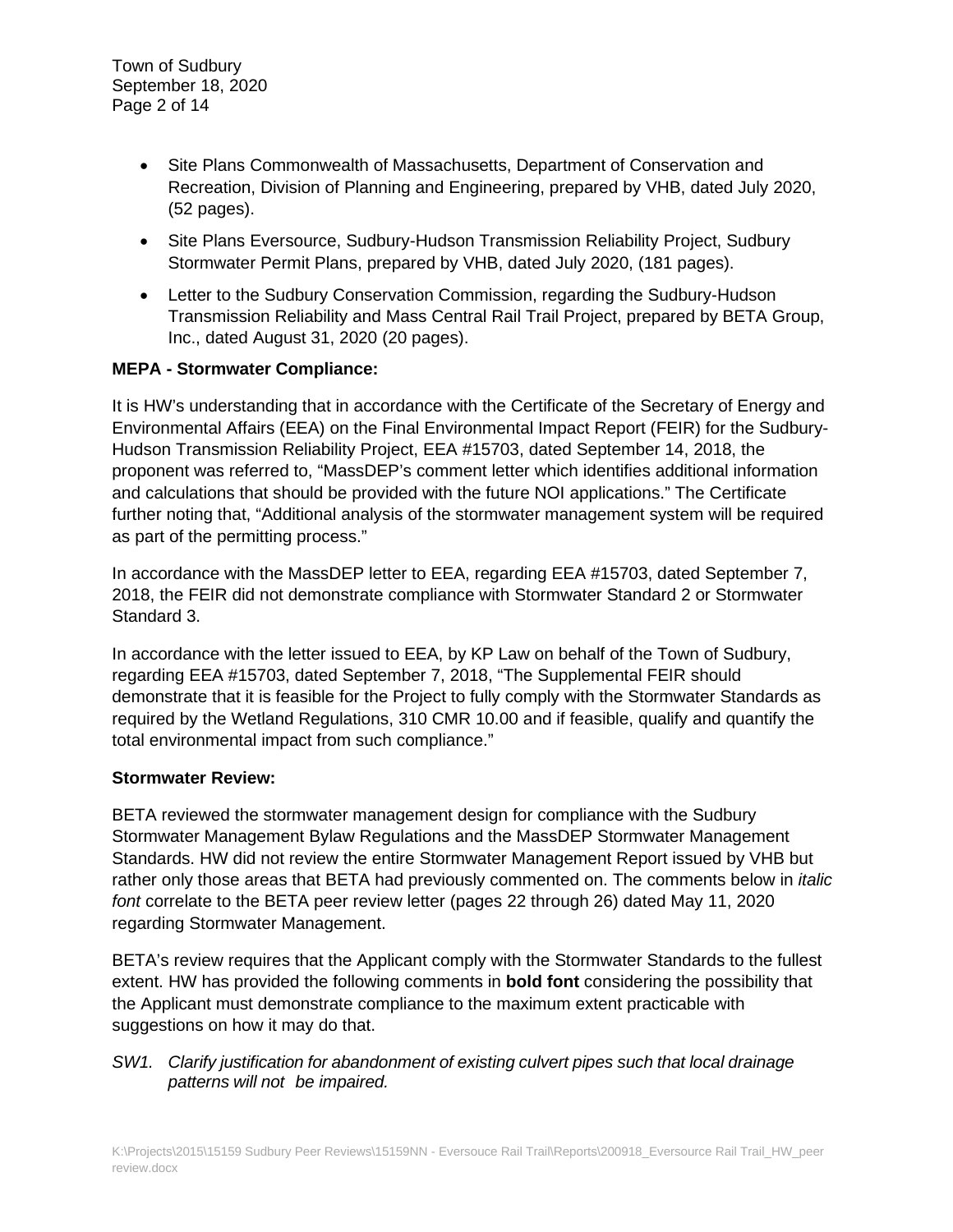- Site Plans Commonwealth of Massachusetts, Department of Conservation and Recreation, Division of Planning and Engineering, prepared by VHB, dated July 2020, (52 pages).
- Site Plans Eversource, Sudbury-Hudson Transmission Reliability Project, Sudbury Stormwater Permit Plans, prepared by VHB, dated July 2020, (181 pages).
- Letter to the Sudbury Conservation Commission, regarding the Sudbury-Hudson Transmission Reliability and Mass Central Rail Trail Project, prepared by BETA Group, Inc., dated August 31, 2020 (20 pages).

**MEPA - Stormwater Compliance:**

It is HW's understanding that in accordance with the Certificate of the Secretary of Energy and Environmental Affairs (EEA) on the Final Environmental Impact Report (FEIR) for the Sudbury-Hudson Transmission Reliability Project, EEA #15703, dated September 14, 2018, the proponent was referred to, "MassDEP's comment letter which identifies additional information and calculations that should be provided with the future NOI applications." The Certificate further noting that, "Additional analysis of the stormwater management system will be required as part of the permitting process."

In accordance with the MassDEP letter to EEA, regarding EEA #15703, dated September 7, 2018, the FEIR did not demonstrate compliance with Stormwater Standard 2 or Stormwater Standard 3.

In accordance with the letter issued to EEA, by KP Law on behalf of the Town of Sudbury, regarding EEA #15703, dated September 7, 2018, "The Supplemental FEIR should demonstrate that it is feasible for the Project to fully comply with the Stormwater Standards as required by the Wetland Regulations, 310 CMR 10.00 and if feasible, qualify and quantify the total environmental impact from such compliance."

**Stormwater Review:**

BETA reviewed the stormwater management design for compliance with the Sudbury Stormwater Management Bylaw Regulations and the MassDEP Stormwater Management Standards. HW did not review the entire Stormwater Management Report issued by VHB but rather only those areas that BETA had previously commented on. The comments below in *italic font* correlate to the BETA peer review letter (pages 22 through 26) dated May 11, 2020 regarding Stormwater Management.

BETA's review requires that the Applicant comply with the Stormwater Standards to the fullest extent. HW has provided the following comments in **bold font** considering the possibility that the Applicant must demonstrate compliance to the maximum extent practicable with suggestions on how it may do that.

*SW1. Clarify justification for abandonment of existing culvert pipes such that local drainage patterns will not be impaired.*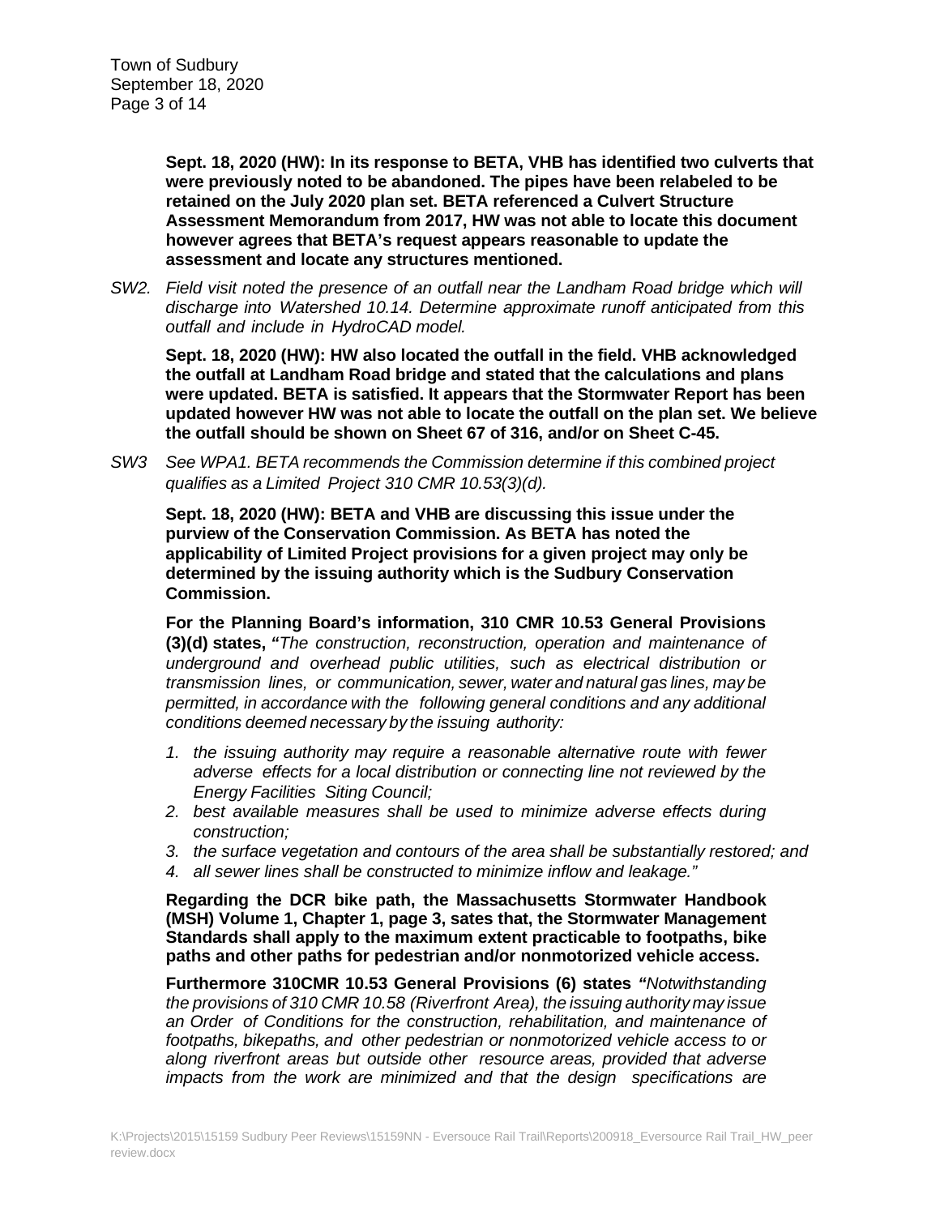**Sept. 18, 2020 (HW): In its response to BETA, VHB has identified two culverts that were previously noted to be abandoned. The pipes have been relabeled to be retained on the July 2020 plan set. BETA referenced a Culvert Structure Assessment Memorandum from 2017, HW was not able to locate this document however agrees that BETA's request appears reasonable to update the assessment and locate any structures mentioned.**

SW2. *Field visit noted the presence of an outfall near the Landham Road bridge which will discharge into Watershed 10.14. Determine approximate runoff anticipated from this outfall and include in HydroCAD model.*

**Sept. 18, 2020 (HW): HW also located the outfall in the field. VHB acknowledged the outfall at Landham Road bridge and stated that the calculations and plans were updated. BETA is satisfied. It appears that the Stormwater Report has been updated however HW was not able to locate the outfall on the plan set. We believe the outfall should be shown on Sheet 67 of 316, and/or on Sheet C-45.**

SW3 *See WPA1. BETA recommends the Commission determine if this combined project qualifies as a Limited Project 310 CMR 10.53(3)(d).*

**Sept. 18, 2020 (HW): BETA and VHB are discussing this issue under the purview of the Conservation Commission. As BETA has noted the applicability of Limited Project provisions for a given project may only be determined by the issuing authority which is the Sudbury Conservation Commission.**

**For the Planning Board's information, 310 CMR 10.53 General Provisions (3)(d) states, "***The construction, reconstruction, operation and maintenance of underground and overhead public utilities, such as electrical distribution or transmission lines, or communication, sewer, water and natural gas lines, may be permitted, in accordance with the following general conditions and any additional conditions deemed necessary by the issuing authority:*

1. *the issuing authority may require a reasonable alternative route with fewer adverse effects for a local distribution or connecting line not reviewed by the Energy Facilities Siting Council;*
2. *best available measures shall be used to minimize adverse effects during construction;*
3. *the surface vegetation and contours of the area shall be substantially restored; and*
4. *all sewer lines shall be constructed to minimize inflow and leakage."*

**Regarding the DCR bike path, the Massachusetts Stormwater Handbook (MSH) Volume 1, Chapter 1, page 3, sates that, the Stormwater Management Standards shall apply to the maximum extent practicable to footpaths, bike paths and other paths for pedestrian and/or nonmotorized vehicle access.**

**Furthermore 310CMR 10.53 General Provisions (6) states "***Notwithstanding the provisions of 310 CMR 10.58 (Riverfront Area), the issuing authority may issue an Order of Conditions for the construction, rehabilitation, and maintenance of footpaths, bikepaths, and other pedestrian or nonmotorized vehicle access to or along riverfront areas but outside other resource areas, provided that adverse impacts from the work are minimized and that the design specifications are*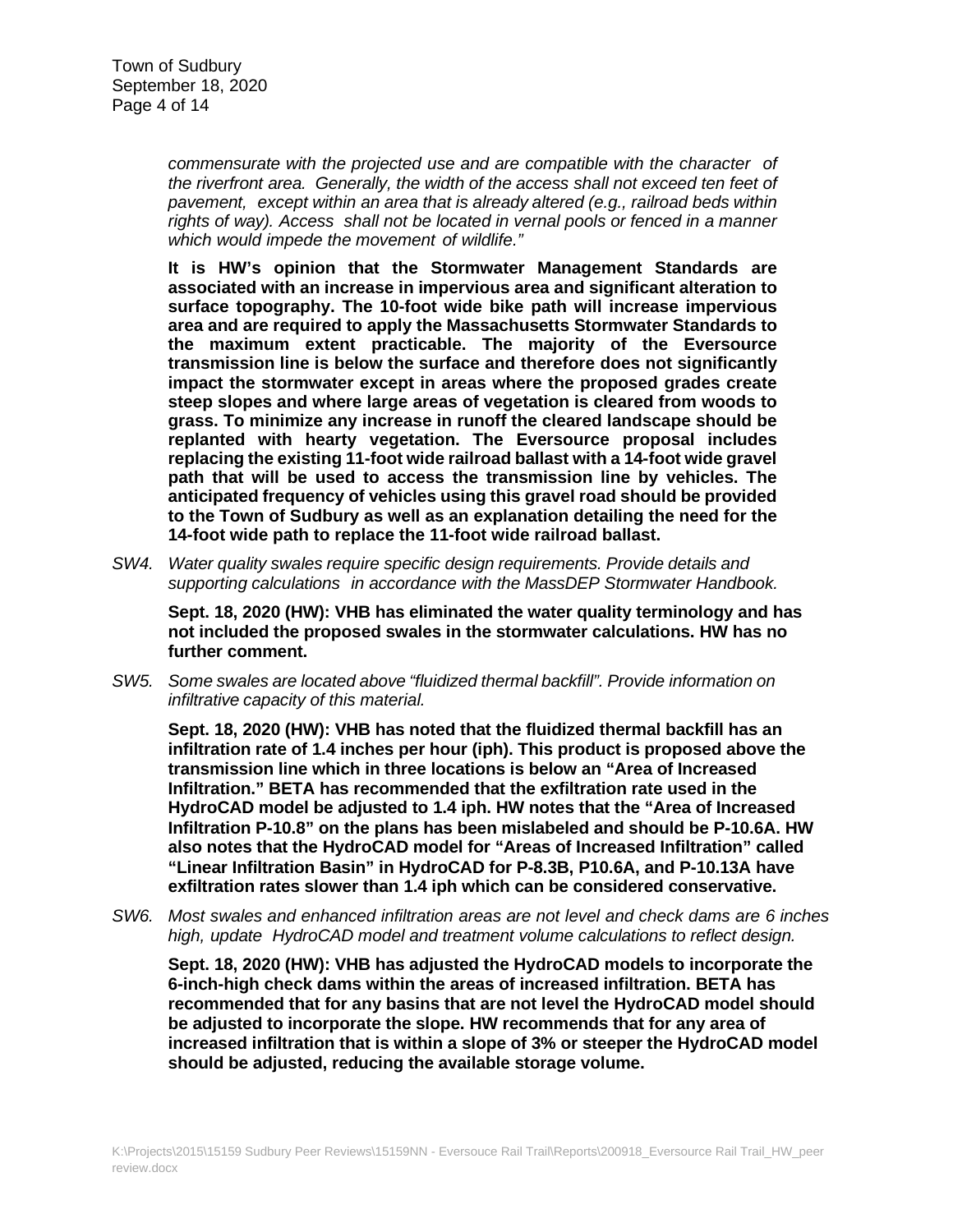*commensurate with the projected use and are compatible with the character of the riverfront area. Generally, the width of the access shall not exceed ten feet of pavement, except within an area that is already altered (e.g., railroad beds within rights of way). Access shall not be located in vernal pools or fenced in a manner which would impede the movement of wildlife."*

**It is HW's opinion that the Stormwater Management Standards are associated with an increase in impervious area and significant alteration to surface topography. The 10-foot wide bike path will increase impervious area and are required to apply the Massachusetts Stormwater Standards to the maximum extent practicable. The majority of the Eversource transmission line is below the surface and therefore does not significantly impact the stormwater except in areas where the proposed grades create steep slopes and where large areas of vegetation is cleared from woods to grass. To minimize any increase in runoff the cleared landscape should be replanted with hearty vegetation. The Eversource proposal includes replacing the existing 11-foot wide railroad ballast with a 14-foot wide gravel path that will be used to access the transmission line by vehicles. The anticipated frequency of vehicles using this gravel road should be provided to the Town of Sudbury as well as an explanation detailing the need for the 14-foot wide path to replace the 11-foot wide railroad ballast.**

*SW4. Water quality swales require specific design requirements. Provide details and supporting calculations in accordance with the MassDEP Stormwater Handbook.*

**Sept. 18, 2020 (HW): VHB has eliminated the water quality terminology and has not included the proposed swales in the stormwater calculations. HW has no further comment.**

*SW5. Some swales are located above "fluidized thermal backfill". Provide information on infiltrative capacity of this material.*

**Sept. 18, 2020 (HW): VHB has noted that the fluidized thermal backfill has an infiltration rate of 1.4 inches per hour (iph). This product is proposed above the transmission line which in three locations is below an "Area of Increased Infiltration." BETA has recommended that the exfiltration rate used in the HydroCAD model be adjusted to 1.4 iph. HW notes that the "Area of Increased Infiltration P-10.8" on the plans has been mislabeled and should be P-10.6A. HW also notes that the HydroCAD model for "Areas of Increased Infiltration" called "Linear Infiltration Basin" in HydroCAD for P-8.3B, P10.6A, and P-10.13A have exfiltration rates slower than 1.4 iph which can be considered conservative.**

*SW6. Most swales and enhanced infiltration areas are not level and check dams are 6 inches high, update HydroCAD model and treatment volume calculations to reflect design.*

**Sept. 18, 2020 (HW): VHB has adjusted the HydroCAD models to incorporate the 6-inch-high check dams within the areas of increased infiltration. BETA has recommended that for any basins that are not level the HydroCAD model should be adjusted to incorporate the slope. HW recommends that for any area of increased infiltration that is within a slope of 3% or steeper the HydroCAD model should be adjusted, reducing the available storage volume.**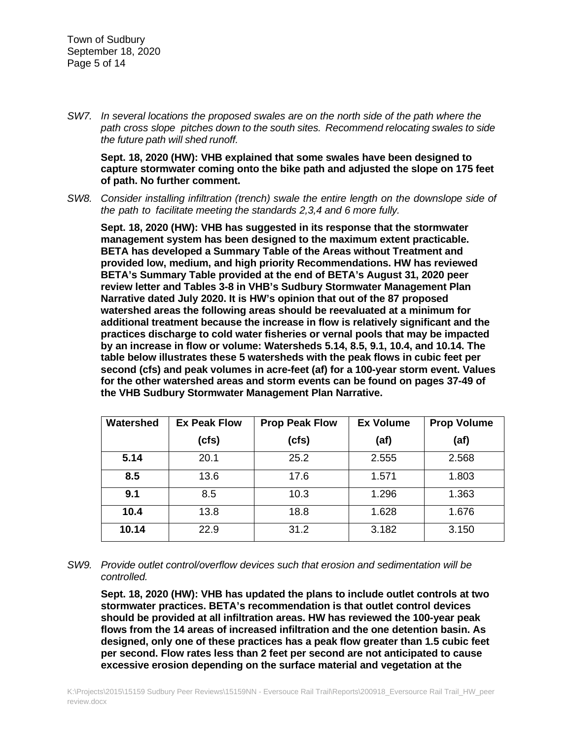*SW7. In several locations the proposed swales are on the north side of the path where the path cross slope pitches down to the south sites. Recommend relocating swales to side the future path will shed runoff.*

**Sept. 18, 2020 (HW): VHB explained that some swales have been designed to capture stormwater coming onto the bike path and adjusted the slope on 175 feet of path. No further comment.**

*SW8. Consider installing infiltration (trench) swale the entire length on the downslope side of the path to facilitate meeting the standards 2,3,4 and 6 more fully.*

**Sept. 18, 2020 (HW): VHB has suggested in its response that the stormwater management system has been designed to the maximum extent practicable. BETA has developed a Summary Table of the Areas without Treatment and provided low, medium, and high priority Recommendations. HW has reviewed BETA's Summary Table provided at the end of BETA's August 31, 2020 peer review letter and Tables 3-8 in VHB's Sudbury Stormwater Management Plan Narrative dated July 2020. It is HW's opinion that out of the 87 proposed watershed areas the following areas should be reevaluated at a minimum for additional treatment because the increase in flow is relatively significant and the practices discharge to cold water fisheries or vernal pools that may be impacted by an increase in flow or volume: Watersheds 5.14, 8.5, 9.1, 10.4, and 10.14. The table below illustrates these 5 watersheds with the peak flows in cubic feet per second (cfs) and peak volumes in acre-feet (af) for a 100-year storm event. Values for the other watershed areas and storm events can be found on pages 37-49 of the VHB Sudbury Stormwater Management Plan Narrative.**

| Watershed | Ex Peak Flow (cfs) | Prop Peak Flow (cfs) | Ex Volume (af) | Prop Volume (af) |
|---|---|---|---|---|
| **5.14** | 20.1 | 25.2 | 2.555 | 2.568 |
| **8.5** | 13.6 | 17.6 | 1.571 | 1.803 |
| **9.1** | 8.5 | 10.3 | 1.296 | 1.363 |
| **10.4** | 13.8 | 18.8 | 1.628 | 1.676 |
| **10.14** | 22.9 | 31.2 | 3.182 | 3.150 |

*SW9. Provide outlet control/overflow devices such that erosion and sedimentation will be controlled.*

**Sept. 18, 2020 (HW): VHB has updated the plans to include outlet controls at two stormwater practices. BETA's recommendation is that outlet control devices should be provided at all infiltration areas. HW has reviewed the 100-year peak flows from the 14 areas of increased infiltration and the one detention basin. As designed, only one of these practices has a peak flow greater than 1.5 cubic feet per second. Flow rates less than 2 feet per second are not anticipated to cause excessive erosion depending on the surface material and vegetation at the**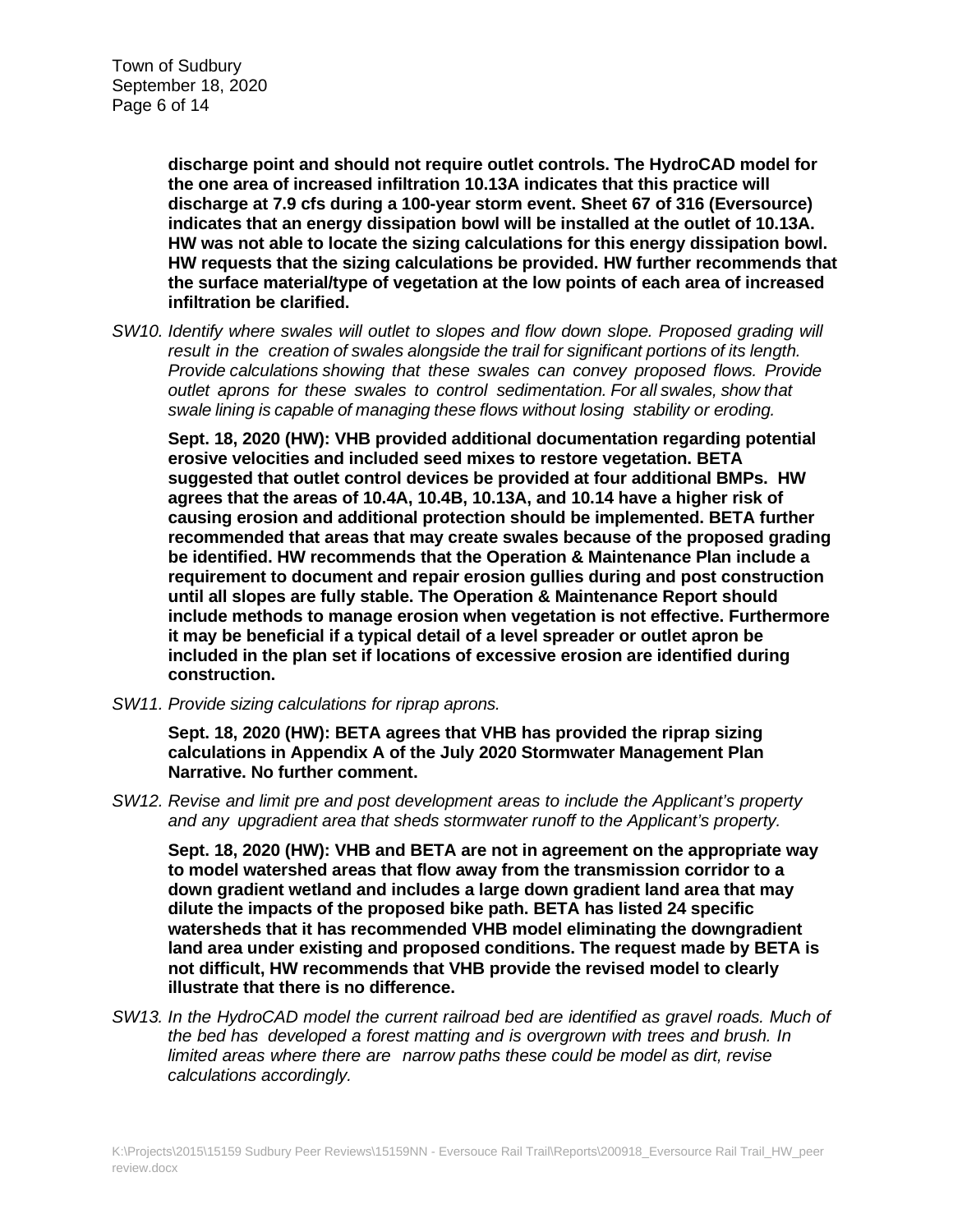**discharge point and should not require outlet controls. The HydroCAD model for the one area of increased infiltration 10.13A indicates that this practice will discharge at 7.9 cfs during a 100-year storm event. Sheet 67 of 316 (Eversource) indicates that an energy dissipation bowl will be installed at the outlet of 10.13A. HW was not able to locate the sizing calculations for this energy dissipation bowl. HW requests that the sizing calculations be provided. HW further recommends that the surface material/type of vegetation at the low points of each area of increased infiltration be clarified.**

*SW10. Identify where swales will outlet to slopes and flow down slope. Proposed grading will result in the creation of swales alongside the trail for significant portions of its length. Provide calculations showing that these swales can convey proposed flows. Provide outlet aprons for these swales to control sedimentation. For all swales, show that swale lining is capable of managing these flows without losing stability or eroding.*

**Sept. 18, 2020 (HW): VHB provided additional documentation regarding potential erosive velocities and included seed mixes to restore vegetation. BETA suggested that outlet control devices be provided at four additional BMPs. HW agrees that the areas of 10.4A, 10.4B, 10.13A, and 10.14 have a higher risk of causing erosion and additional protection should be implemented. BETA further recommended that areas that may create swales because of the proposed grading be identified. HW recommends that the Operation & Maintenance Plan include a requirement to document and repair erosion gullies during and post construction until all slopes are fully stable. The Operation & Maintenance Report should include methods to manage erosion when vegetation is not effective. Furthermore it may be beneficial if a typical detail of a level spreader or outlet apron be included in the plan set if locations of excessive erosion are identified during construction.**

*SW11. Provide sizing calculations for riprap aprons.*

**Sept. 18, 2020 (HW): BETA agrees that VHB has provided the riprap sizing calculations in Appendix A of the July 2020 Stormwater Management Plan Narrative. No further comment.**

*SW12. Revise and limit pre and post development areas to include the Applicant's property and any upgradient area that sheds stormwater runoff to the Applicant's property.*

**Sept. 18, 2020 (HW): VHB and BETA are not in agreement on the appropriate way to model watershed areas that flow away from the transmission corridor to a down gradient wetland and includes a large down gradient land area that may dilute the impacts of the proposed bike path. BETA has listed 24 specific watersheds that it has recommended VHB model eliminating the downgradient land area under existing and proposed conditions. The request made by BETA is not difficult, HW recommends that VHB provide the revised model to clearly illustrate that there is no difference.**

*SW13. In the HydroCAD model the current railroad bed are identified as gravel roads. Much of the bed has developed a forest matting and is overgrown with trees and brush. In limited areas where there are narrow paths these could be model as dirt, revise calculations accordingly.*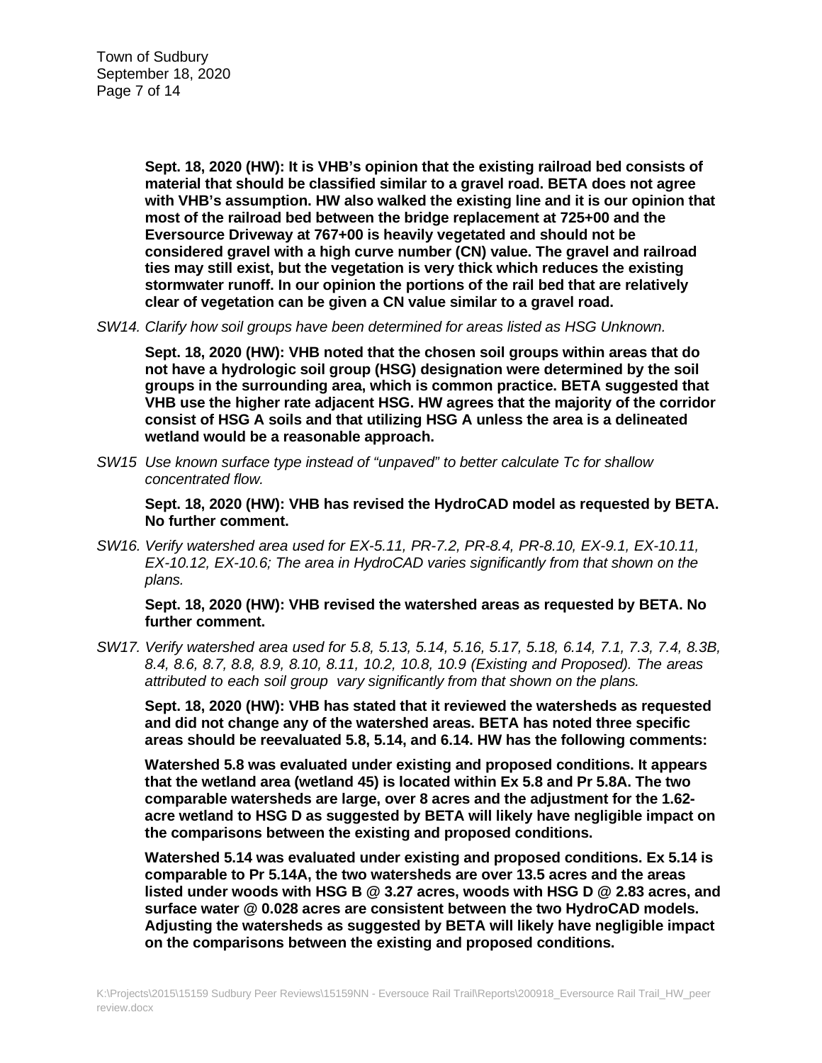**Sept. 18, 2020 (HW): It is VHB's opinion that the existing railroad bed consists of material that should be classified similar to a gravel road. BETA does not agree with VHB's assumption. HW also walked the existing line and it is our opinion that most of the railroad bed between the bridge replacement at 725+00 and the Eversource Driveway at 767+00 is heavily vegetated and should not be considered gravel with a high curve number (CN) value. The gravel and railroad ties may still exist, but the vegetation is very thick which reduces the existing stormwater runoff. In our opinion the portions of the rail bed that are relatively clear of vegetation can be given a CN value similar to a gravel road.**

*SW14. Clarify how soil groups have been determined for areas listed as HSG Unknown.*

**Sept. 18, 2020 (HW): VHB noted that the chosen soil groups within areas that do not have a hydrologic soil group (HSG) designation were determined by the soil groups in the surrounding area, which is common practice. BETA suggested that VHB use the higher rate adjacent HSG. HW agrees that the majority of the corridor consist of HSG A soils and that utilizing HSG A unless the area is a delineated wetland would be a reasonable approach.**

*SW15 Use known surface type instead of "unpaved" to better calculate Tc for shallow concentrated flow.*

**Sept. 18, 2020 (HW): VHB has revised the HydroCAD model as requested by BETA. No further comment.**

*SW16. Verify watershed area used for EX-5.11, PR-7.2, PR-8.4, PR-8.10, EX-9.1, EX-10.11, EX-10.12, EX-10.6; The area in HydroCAD varies significantly from that shown on the plans.*

**Sept. 18, 2020 (HW): VHB revised the watershed areas as requested by BETA. No further comment.**

*SW17. Verify watershed area used for 5.8, 5.13, 5.14, 5.16, 5.17, 5.18, 6.14, 7.1, 7.3, 7.4, 8.3B, 8.4, 8.6, 8.7, 8.8, 8.9, 8.10, 8.11, 10.2, 10.8, 10.9 (Existing and Proposed). The areas attributed to each soil group vary significantly from that shown on the plans.*

**Sept. 18, 2020 (HW): VHB has stated that it reviewed the watersheds as requested and did not change any of the watershed areas. BETA has noted three specific areas should be reevaluated 5.8, 5.14, and 6.14. HW has the following comments:**

**Watershed 5.8 was evaluated under existing and proposed conditions. It appears that the wetland area (wetland 45) is located within Ex 5.8 and Pr 5.8A. The two comparable watersheds are large, over 8 acres and the adjustment for the 1.62-acre wetland to HSG D as suggested by BETA will likely have negligible impact on the comparisons between the existing and proposed conditions.**

**Watershed 5.14 was evaluated under existing and proposed conditions. Ex 5.14 is comparable to Pr 5.14A, the two watersheds are over 13.5 acres and the areas listed under woods with HSG B @ 3.27 acres, woods with HSG D @ 2.83 acres, and surface water @ 0.028 acres are consistent between the two HydroCAD models. Adjusting the watersheds as suggested by BETA will likely have negligible impact on the comparisons between the existing and proposed conditions.**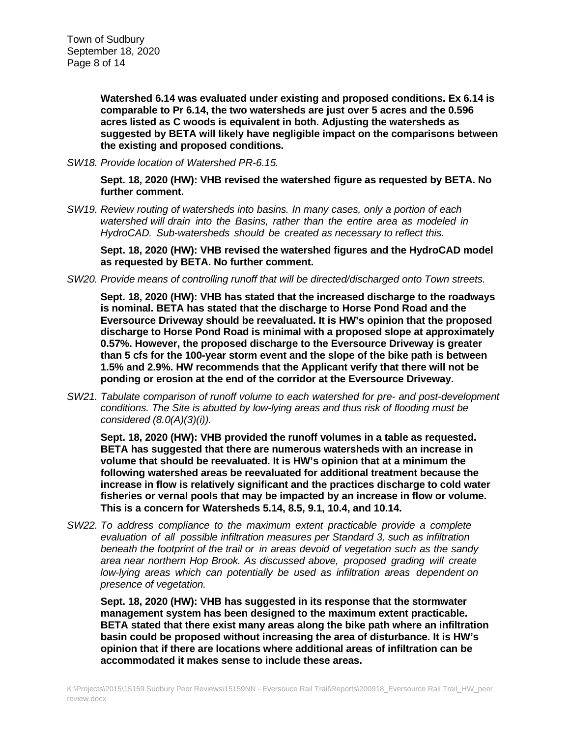**Watershed 6.14 was evaluated under existing and proposed conditions. Ex 6.14 is comparable to Pr 6.14, the two watersheds are just over 5 acres and the 0.596 acres listed as C woods is equivalent in both. Adjusting the watersheds as suggested by BETA will likely have negligible impact on the comparisons between the existing and proposed conditions.**

*SW18. Provide location of Watershed PR-6.15.*

**Sept. 18, 2020 (HW): VHB revised the watershed figure as requested by BETA. No further comment.**

*SW19. Review routing of watersheds into basins. In many cases, only a portion of each watershed will drain into the Basins, rather than the entire area as modeled in HydroCAD. Sub-watersheds should be created as necessary to reflect this.*

**Sept. 18, 2020 (HW): VHB revised the watershed figures and the HydroCAD model as requested by BETA. No further comment.**

*SW20. Provide means of controlling runoff that will be directed/discharged onto Town streets.*

**Sept. 18, 2020 (HW): VHB has stated that the increased discharge to the roadways is nominal. BETA has stated that the discharge to Horse Pond Road and the Eversource Driveway should be reevaluated. It is HW's opinion that the proposed discharge to Horse Pond Road is minimal with a proposed slope at approximately 0.57%. However, the proposed discharge to the Eversource Driveway is greater than 5 cfs for the 100-year storm event and the slope of the bike path is between 1.5% and 2.9%. HW recommends that the Applicant verify that there will not be ponding or erosion at the end of the corridor at the Eversource Driveway.**

*SW21. Tabulate comparison of runoff volume to each watershed for pre- and post-development conditions. The Site is abutted by low-lying areas and thus risk of flooding must be considered (8.0(A)(3)(i)).*

**Sept. 18, 2020 (HW): VHB provided the runoff volumes in a table as requested. BETA has suggested that there are numerous watersheds with an increase in volume that should be reevaluated. It is HW's opinion that at a minimum the following watershed areas be reevaluated for additional treatment because the increase in flow is relatively significant and the practices discharge to cold water fisheries or vernal pools that may be impacted by an increase in flow or volume. This is a concern for Watersheds 5.14, 8.5, 9.1, 10.4, and 10.14.**

*SW22. To address compliance to the maximum extent practicable provide a complete evaluation of all possible infiltration measures per Standard 3, such as infiltration beneath the footprint of the trail or in areas devoid of vegetation such as the sandy area near northern Hop Brook. As discussed above, proposed grading will create low-lying areas which can potentially be used as infiltration areas dependent on presence of vegetation.*

**Sept. 18, 2020 (HW): VHB has suggested in its response that the stormwater management system has been designed to the maximum extent practicable. BETA stated that there exist many areas along the bike path where an infiltration basin could be proposed without increasing the area of disturbance. It is HW's opinion that if there are locations where additional areas of infiltration can be accommodated it makes sense to include these areas.**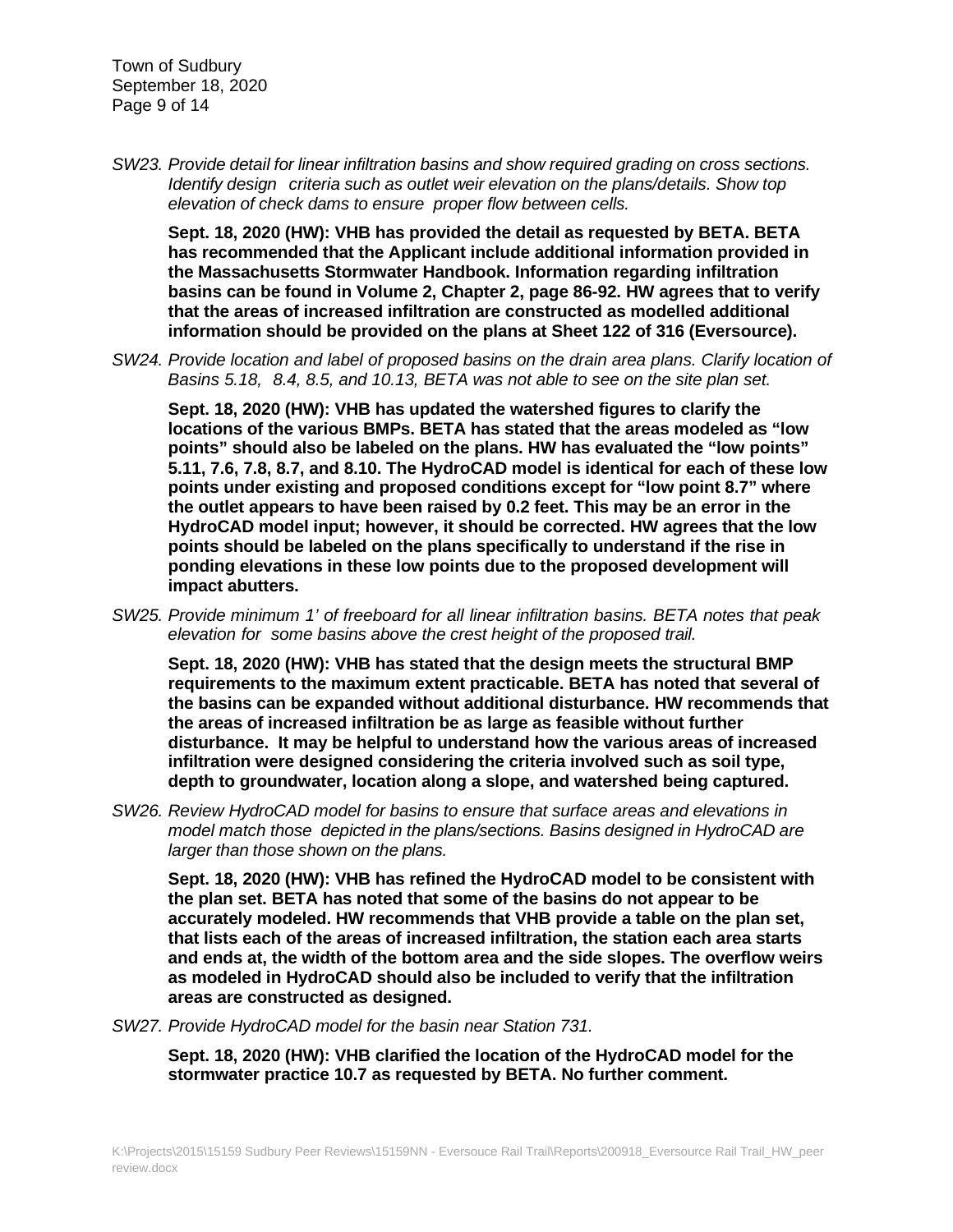*SW23. Provide detail for linear infiltration basins and show required grading on cross sections. Identify design criteria such as outlet weir elevation on the plans/details. Show top elevation of check dams to ensure proper flow between cells.*

**Sept. 18, 2020 (HW): VHB has provided the detail as requested by BETA. BETA has recommended that the Applicant include additional information provided in the Massachusetts Stormwater Handbook. Information regarding infiltration basins can be found in Volume 2, Chapter 2, page 86-92. HW agrees that to verify that the areas of increased infiltration are constructed as modelled additional information should be provided on the plans at Sheet 122 of 316 (Eversource).**

*SW24. Provide location and label of proposed basins on the drain area plans. Clarify location of Basins 5.18, 8.4, 8.5, and 10.13, BETA was not able to see on the site plan set.*

**Sept. 18, 2020 (HW): VHB has updated the watershed figures to clarify the locations of the various BMPs. BETA has stated that the areas modeled as "low points" should also be labeled on the plans. HW has evaluated the "low points" 5.11, 7.6, 7.8, 8.7, and 8.10. The HydroCAD model is identical for each of these low points under existing and proposed conditions except for "low point 8.7" where the outlet appears to have been raised by 0.2 feet. This may be an error in the HydroCAD model input; however, it should be corrected. HW agrees that the low points should be labeled on the plans specifically to understand if the rise in ponding elevations in these low points due to the proposed development will impact abutters.**

*SW25. Provide minimum 1' of freeboard for all linear infiltration basins. BETA notes that peak elevation for some basins above the crest height of the proposed trail.*

**Sept. 18, 2020 (HW): VHB has stated that the design meets the structural BMP requirements to the maximum extent practicable. BETA has noted that several of the basins can be expanded without additional disturbance. HW recommends that the areas of increased infiltration be as large as feasible without further disturbance. It may be helpful to understand how the various areas of increased infiltration were designed considering the criteria involved such as soil type, depth to groundwater, location along a slope, and watershed being captured.**

*SW26. Review HydroCAD model for basins to ensure that surface areas and elevations in model match those depicted in the plans/sections. Basins designed in HydroCAD are larger than those shown on the plans.*

**Sept. 18, 2020 (HW): VHB has refined the HydroCAD model to be consistent with the plan set. BETA has noted that some of the basins do not appear to be accurately modeled. HW recommends that VHB provide a table on the plan set, that lists each of the areas of increased infiltration, the station each area starts and ends at, the width of the bottom area and the side slopes. The overflow weirs as modeled in HydroCAD should also be included to verify that the infiltration areas are constructed as designed.**

*SW27. Provide HydroCAD model for the basin near Station 731.*

**Sept. 18, 2020 (HW): VHB clarified the location of the HydroCAD model for the stormwater practice 10.7 as requested by BETA. No further comment.**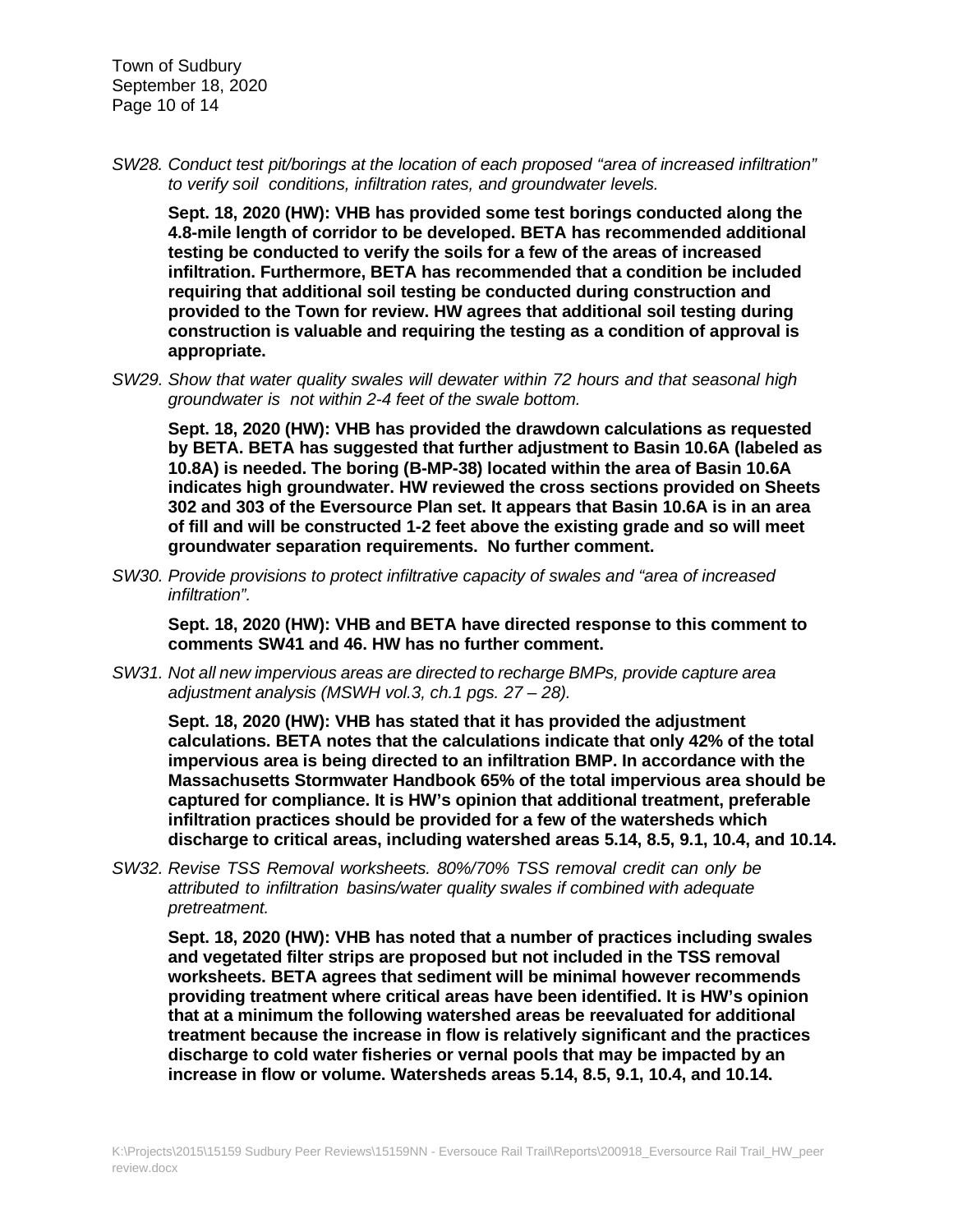*SW28. Conduct test pit/borings at the location of each proposed "area of increased infiltration" to verify soil conditions, infiltration rates, and groundwater levels.*

**Sept. 18, 2020 (HW): VHB has provided some test borings conducted along the 4.8-mile length of corridor to be developed. BETA has recommended additional testing be conducted to verify the soils for a few of the areas of increased infiltration. Furthermore, BETA has recommended that a condition be included requiring that additional soil testing be conducted during construction and provided to the Town for review. HW agrees that additional soil testing during construction is valuable and requiring the testing as a condition of approval is appropriate.**

*SW29. Show that water quality swales will dewater within 72 hours and that seasonal high groundwater is not within 2-4 feet of the swale bottom.*

**Sept. 18, 2020 (HW): VHB has provided the drawdown calculations as requested by BETA. BETA has suggested that further adjustment to Basin 10.6A (labeled as 10.8A) is needed. The boring (B-MP-38) located within the area of Basin 10.6A indicates high groundwater. HW reviewed the cross sections provided on Sheets 302 and 303 of the Eversource Plan set. It appears that Basin 10.6A is in an area of fill and will be constructed 1-2 feet above the existing grade and so will meet groundwater separation requirements. No further comment.**

*SW30. Provide provisions to protect infiltrative capacity of swales and "area of increased infiltration".*

**Sept. 18, 2020 (HW): VHB and BETA have directed response to this comment to comments SW41 and 46. HW has no further comment.**

*SW31. Not all new impervious areas are directed to recharge BMPs, provide capture area adjustment analysis (MSWH vol.3, ch.1 pgs. 27 – 28).*

**Sept. 18, 2020 (HW): VHB has stated that it has provided the adjustment calculations. BETA notes that the calculations indicate that only 42% of the total impervious area is being directed to an infiltration BMP. In accordance with the Massachusetts Stormwater Handbook 65% of the total impervious area should be captured for compliance. It is HW's opinion that additional treatment, preferable infiltration practices should be provided for a few of the watersheds which discharge to critical areas, including watershed areas 5.14, 8.5, 9.1, 10.4, and 10.14.**

*SW32. Revise TSS Removal worksheets. 80%/70% TSS removal credit can only be attributed to infiltration basins/water quality swales if combined with adequate pretreatment.*

**Sept. 18, 2020 (HW): VHB has noted that a number of practices including swales and vegetated filter strips are proposed but not included in the TSS removal worksheets. BETA agrees that sediment will be minimal however recommends providing treatment where critical areas have been identified. It is HW's opinion that at a minimum the following watershed areas be reevaluated for additional treatment because the increase in flow is relatively significant and the practices discharge to cold water fisheries or vernal pools that may be impacted by an increase in flow or volume. Watersheds areas 5.14, 8.5, 9.1, 10.4, and 10.14.**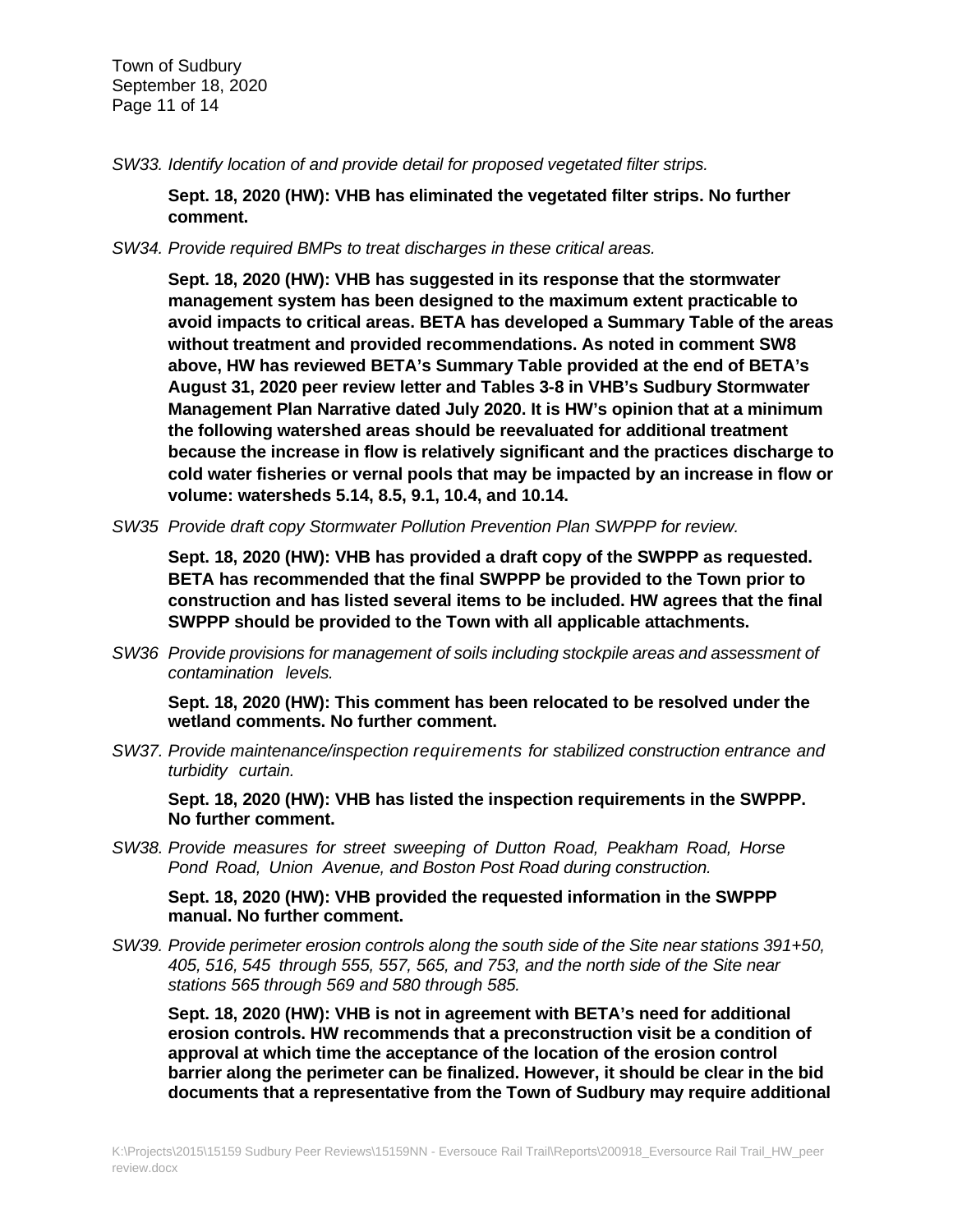*SW33. Identify location of and provide detail for proposed vegetated filter strips.*

**Sept. 18, 2020 (HW): VHB has eliminated the vegetated filter strips. No further comment.**

*SW34. Provide required BMPs to treat discharges in these critical areas.*

**Sept. 18, 2020 (HW): VHB has suggested in its response that the stormwater management system has been designed to the maximum extent practicable to avoid impacts to critical areas. BETA has developed a Summary Table of the areas without treatment and provided recommendations. As noted in comment SW8 above, HW has reviewed BETA's Summary Table provided at the end of BETA's August 31, 2020 peer review letter and Tables 3-8 in VHB's Sudbury Stormwater Management Plan Narrative dated July 2020. It is HW's opinion that at a minimum the following watershed areas should be reevaluated for additional treatment because the increase in flow is relatively significant and the practices discharge to cold water fisheries or vernal pools that may be impacted by an increase in flow or volume: watersheds 5.14, 8.5, 9.1, 10.4, and 10.14.**

*SW35 Provide draft copy Stormwater Pollution Prevention Plan SWPPP for review.*

**Sept. 18, 2020 (HW): VHB has provided a draft copy of the SWPPP as requested. BETA has recommended that the final SWPPP be provided to the Town prior to construction and has listed several items to be included. HW agrees that the final SWPPP should be provided to the Town with all applicable attachments.**

*SW36 Provide provisions for management of soils including stockpile areas and assessment of contamination levels.*

**Sept. 18, 2020 (HW): This comment has been relocated to be resolved under the wetland comments. No further comment.**

*SW37. Provide maintenance/inspection requirements for stabilized construction entrance and turbidity curtain.*

**Sept. 18, 2020 (HW): VHB has listed the inspection requirements in the SWPPP. No further comment.**

*SW38. Provide measures for street sweeping of Dutton Road, Peakham Road, Horse Pond Road, Union Avenue, and Boston Post Road during construction.*

**Sept. 18, 2020 (HW): VHB provided the requested information in the SWPPP manual. No further comment.**

*SW39. Provide perimeter erosion controls along the south side of the Site near stations 391+50, 405, 516, 545 through 555, 557, 565, and 753, and the north side of the Site near stations 565 through 569 and 580 through 585.*

**Sept. 18, 2020 (HW): VHB is not in agreement with BETA's need for additional erosion controls. HW recommends that a preconstruction visit be a condition of approval at which time the acceptance of the location of the erosion control barrier along the perimeter can be finalized. However, it should be clear in the bid documents that a representative from the Town of Sudbury may require additional**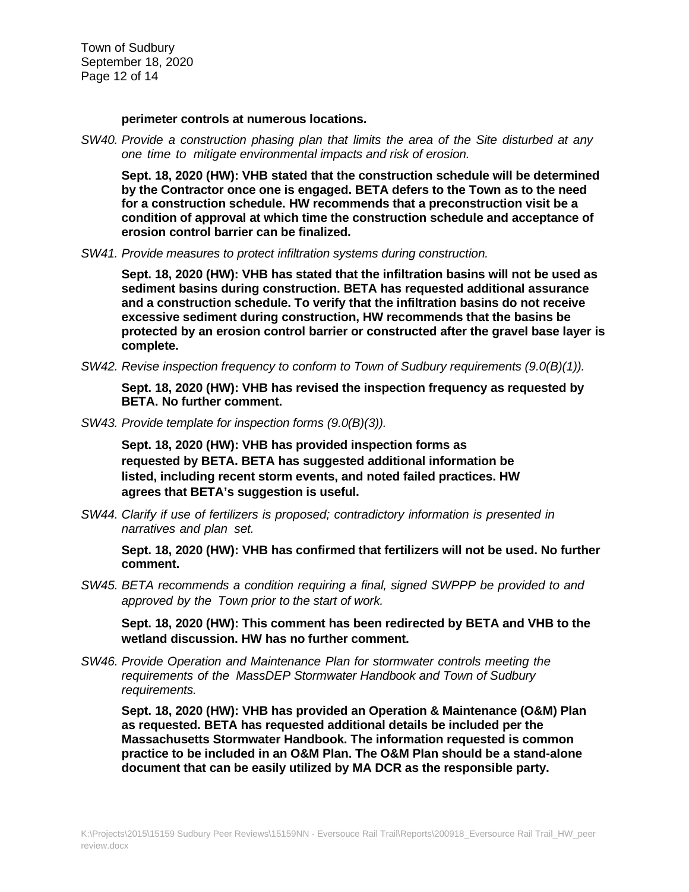**perimeter controls at numerous locations.**

*SW40. Provide a construction phasing plan that limits the area of the Site disturbed at any one time to mitigate environmental impacts and risk of erosion.*

**Sept. 18, 2020 (HW): VHB stated that the construction schedule will be determined by the Contractor once one is engaged. BETA defers to the Town as to the need for a construction schedule. HW recommends that a preconstruction visit be a condition of approval at which time the construction schedule and acceptance of erosion control barrier can be finalized.**

*SW41. Provide measures to protect infiltration systems during construction.*

**Sept. 18, 2020 (HW): VHB has stated that the infiltration basins will not be used as sediment basins during construction. BETA has requested additional assurance and a construction schedule. To verify that the infiltration basins do not receive excessive sediment during construction, HW recommends that the basins be protected by an erosion control barrier or constructed after the gravel base layer is complete.**

*SW42. Revise inspection frequency to conform to Town of Sudbury requirements (9.0(B)(1)).*

**Sept. 18, 2020 (HW): VHB has revised the inspection frequency as requested by BETA. No further comment.**

*SW43. Provide template for inspection forms (9.0(B)(3)).*

**Sept. 18, 2020 (HW): VHB has provided inspection forms as requested by BETA. BETA has suggested additional information be listed, including recent storm events, and noted failed practices. HW agrees that BETA's suggestion is useful.**

*SW44. Clarify if use of fertilizers is proposed; contradictory information is presented in narratives and plan set.*

**Sept. 18, 2020 (HW): VHB has confirmed that fertilizers will not be used. No further comment.**

*SW45. BETA recommends a condition requiring a final, signed SWPPP be provided to and approved by the Town prior to the start of work.*

**Sept. 18, 2020 (HW): This comment has been redirected by BETA and VHB to the wetland discussion. HW has no further comment.**

*SW46. Provide Operation and Maintenance Plan for stormwater controls meeting the requirements of the MassDEP Stormwater Handbook and Town of Sudbury requirements.*

**Sept. 18, 2020 (HW): VHB has provided an Operation & Maintenance (O&M) Plan as requested. BETA has requested additional details be included per the Massachusetts Stormwater Handbook. The information requested is common practice to be included in an O&M Plan. The O&M Plan should be a stand-alone document that can be easily utilized by MA DCR as the responsible party.**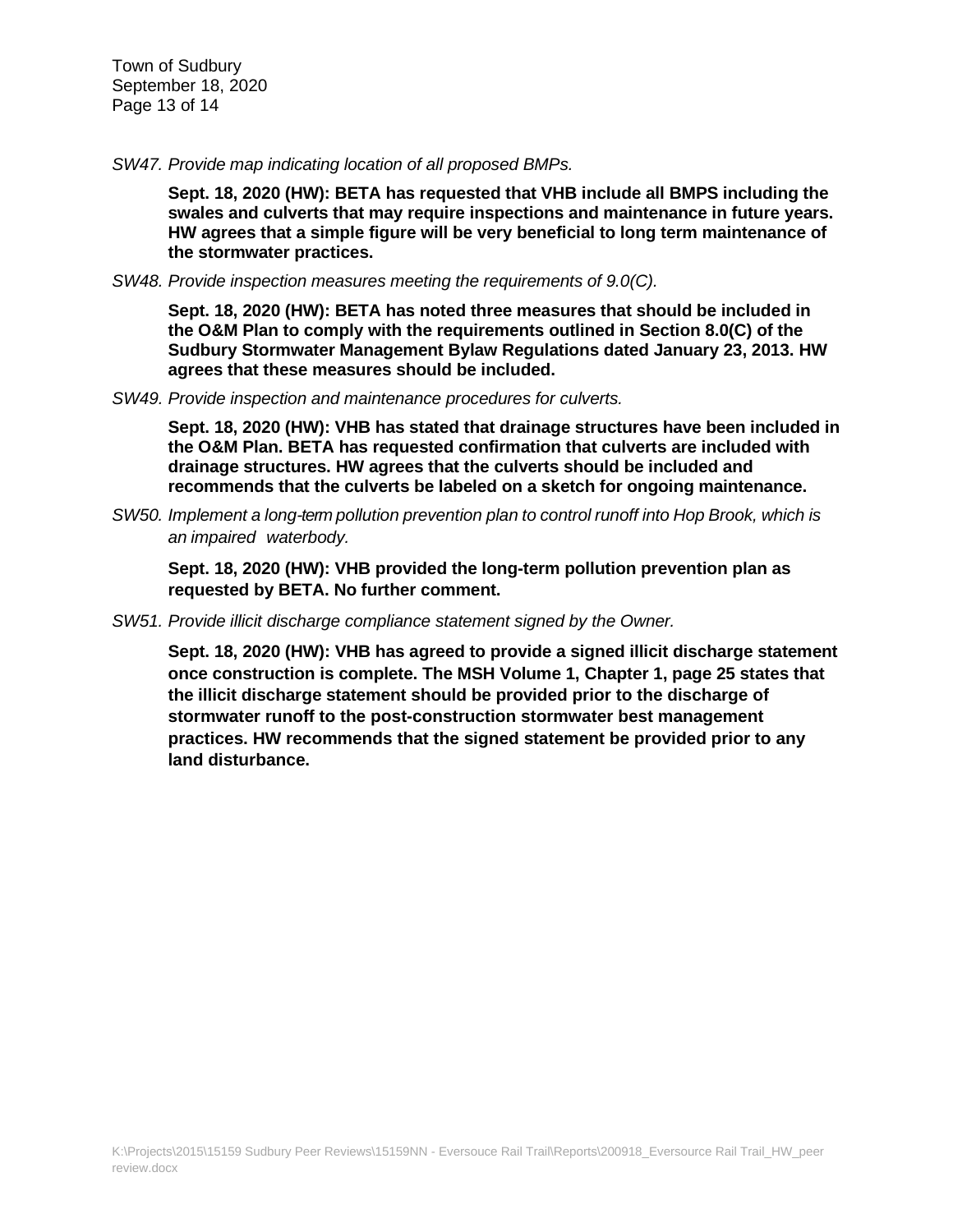*SW47. Provide map indicating location of all proposed BMPs.*

**Sept. 18, 2020 (HW): BETA has requested that VHB include all BMPS including the swales and culverts that may require inspections and maintenance in future years. HW agrees that a simple figure will be very beneficial to long term maintenance of the stormwater practices.**

*SW48. Provide inspection measures meeting the requirements of 9.0(C).*

**Sept. 18, 2020 (HW): BETA has noted three measures that should be included in the O&M Plan to comply with the requirements outlined in Section 8.0(C) of the Sudbury Stormwater Management Bylaw Regulations dated January 23, 2013. HW agrees that these measures should be included.**

*SW49. Provide inspection and maintenance procedures for culverts.*

**Sept. 18, 2020 (HW): VHB has stated that drainage structures have been included in the O&M Plan. BETA has requested confirmation that culverts are included with drainage structures. HW agrees that the culverts should be included and recommends that the culverts be labeled on a sketch for ongoing maintenance.**

*SW50. Implement a long-term pollution prevention plan to control runoff into Hop Brook, which is an impaired waterbody.*

**Sept. 18, 2020 (HW): VHB provided the long-term pollution prevention plan as requested by BETA. No further comment.**

*SW51. Provide illicit discharge compliance statement signed by the Owner.*

**Sept. 18, 2020 (HW): VHB has agreed to provide a signed illicit discharge statement once construction is complete. The MSH Volume 1, Chapter 1, page 25 states that the illicit discharge statement should be provided prior to the discharge of stormwater runoff to the post-construction stormwater best management practices. HW recommends that the signed statement be provided prior to any land disturbance.**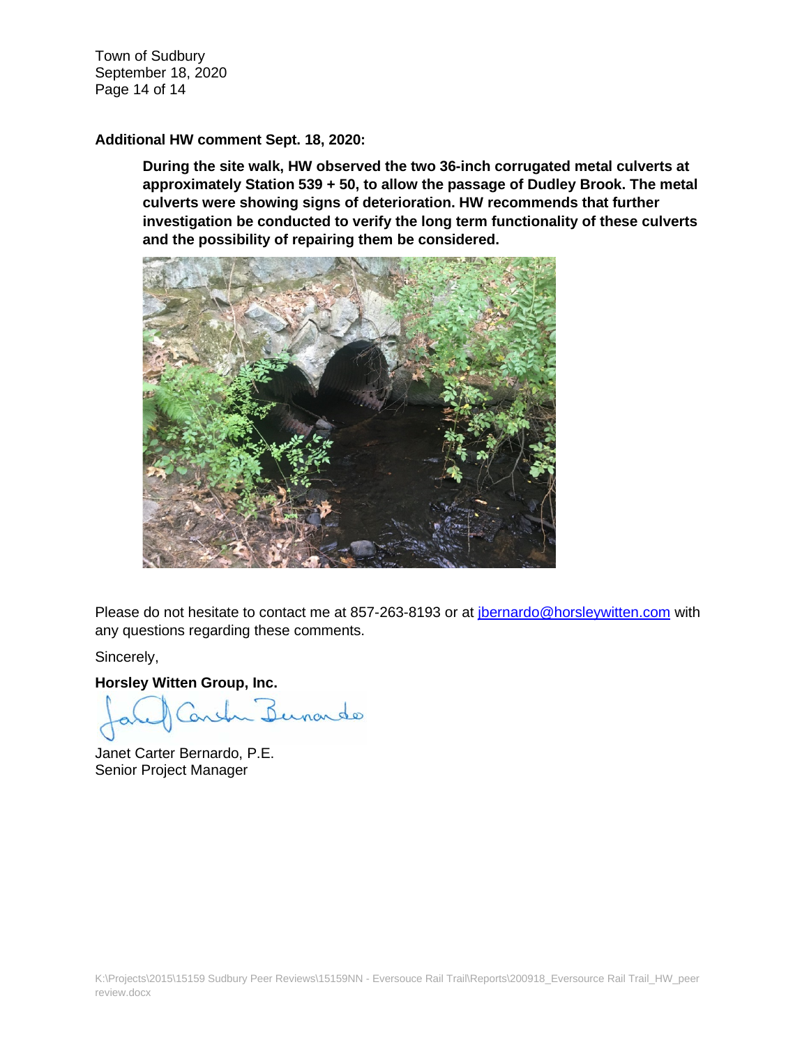**Additional HW comment Sept. 18, 2020:**

> **During the site walk, HW observed the two 36-inch corrugated metal culverts at approximately Station 539 + 50, to allow the passage of Dudley Brook. The metal culverts were showing signs of deterioration. HW recommends that further investigation be conducted to verify the long term functionality of these culverts and the possibility of repairing them be considered.**

Please do not hesitate to contact me at 857-263-8193 or at jbernardo@horsleywitten.com with any questions regarding these comments.

Sincerely,

**Horsley Witten Group, Inc.**

Janet Carter Bernardo, P.E.
Senior Project Manager

K:\Projects\2015\15159 Sudbury Peer Reviews\15159NN - Eversouce Rail Trail\Reports\200918_Eversource Rail Trail_HW_peer review.docx